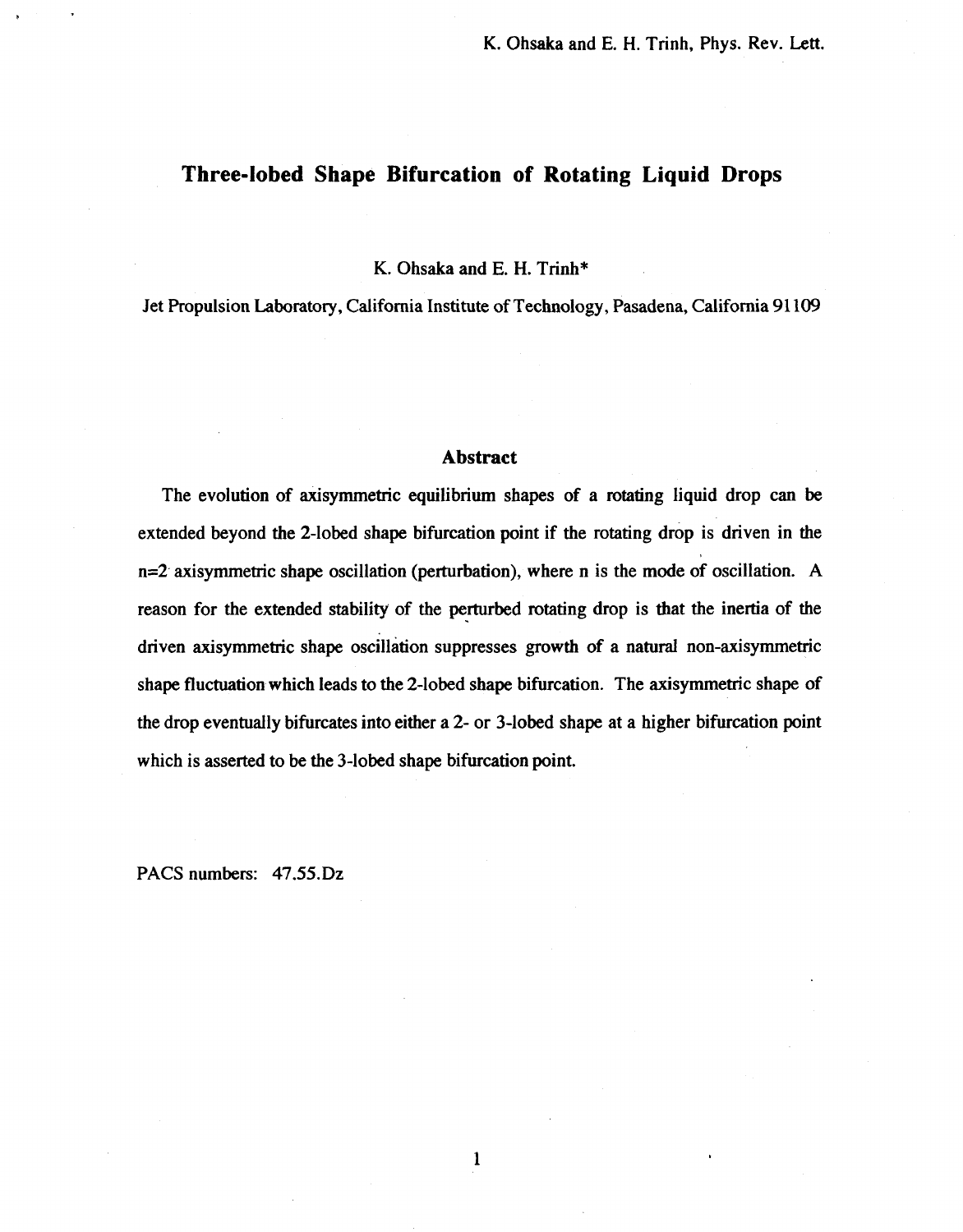# Three-lobed Shape Bifurcation of Rotating Liquid Drops

K. Ohsaka and E. H. Trinh*

Jet Propulsion Laboratory, California Institute of Technology, Pasadena, California 91109

## Abstract

The evolution of axisymmetric equilibrium shapes of a rotating liquid drop can be extended beyond the 2-lobed shape bifurcation point if the rotating drop is driven in the n=2 axisymmetric shape oscillation (perturbation), where n is the mode of oscillation. A reason for the extended stability of the perturbed rotating drop is that the inertia of the driven axisymmetric shape oscillation suppresses growth of a natural non-axisymmetric shape fluctuation which leads to the 2-lobed shape bifurcation. The axisymmetric shape of the drop eventually bifurcates into either a 2- or 3-lobed shape at a higher bifurcation point which is asserted to be the 3-lobed shape bifurcation point.

PACS numbers: 47.55.Dz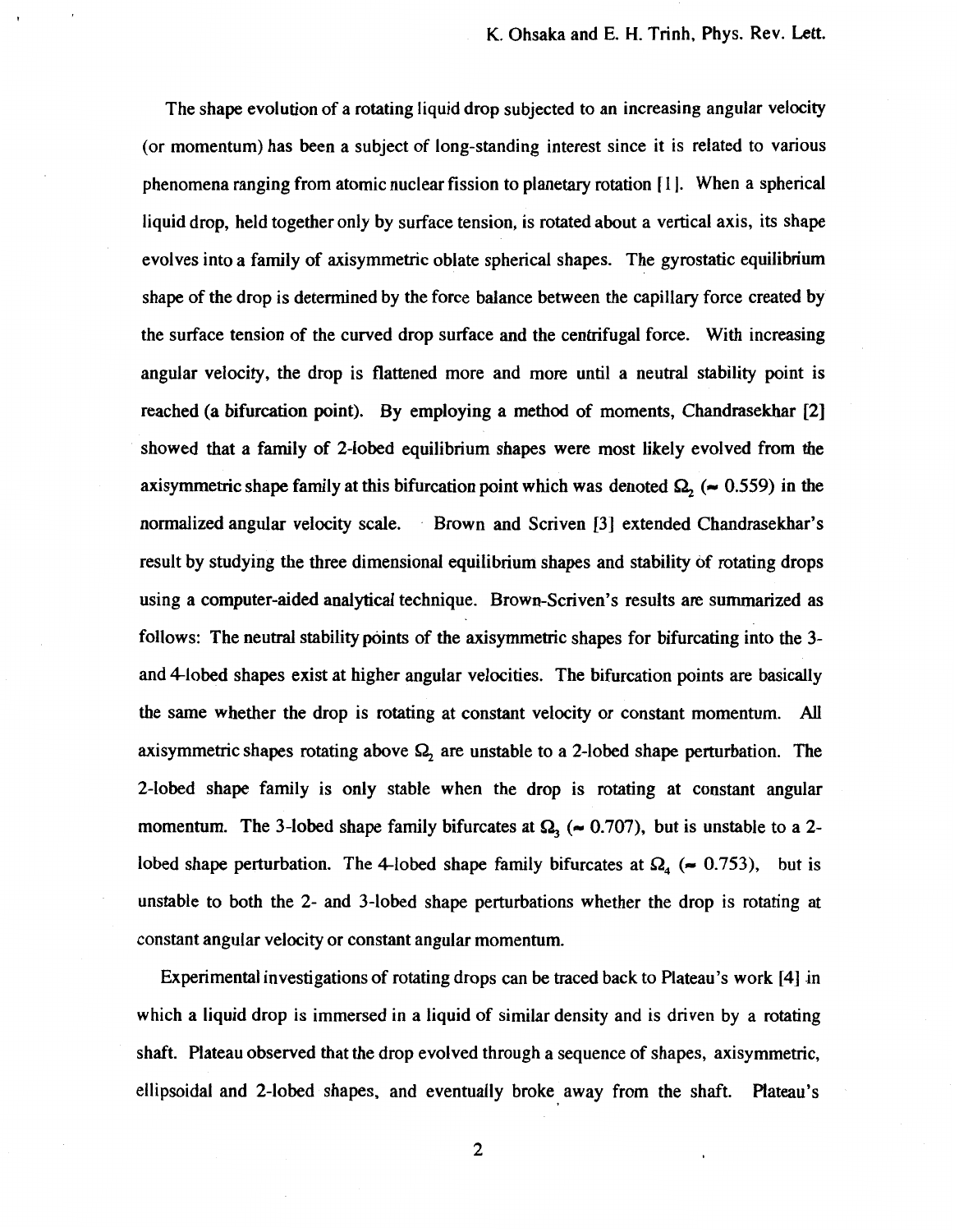The shape evolution of a rotating liquid drop subjected to an increasing angular velocity (or momentum) has been a subject of long-standing interest since it is related to various phenomena ranging from atomic nuclear fission to planetary rotation [1]. When a spherical liquid drop, held together only by surface tension, is rotated about a vertical axis, its shape evolves into a family of axisymmetric oblate spherical shapes. The gyrostatic equilibrium shape of the drop is determined by the force balance between the capillary force created by the surface tension of the curved drop surface and the centrifugal force. With increasing angular velocity, the drop is flattened more and more until a neutral stability point is reached (a bifurcation point). By employing a method of moments, Chandrasekhar [2] showed that a family of 2-lobed equilibrium shapes were most likely evolved from the axisymmetric shape family at this bifurcation point which was denoted $\Omega_2$ ($\sim$ 0.559) in the normalized angular velocity scale. Brown and Scriven [3] extended Chandrasekhar's result by studying the three dimensional equilibrium shapes and stability of rotating drops using a computer-aided analytical technique. Brown-Scriven's results are summarized as follows: The neutral stability points of the axisymmetric shapes for bifurcating into the 3- and 4-lobed shapes exist at higher angular velocities. The bifurcation points are basically the same whether the drop is rotating at constant velocity or constant momentum. All axisymmetric shapes rotating above $\Omega_2$ are unstable to a 2-lobed shape perturbation. The 2-lobed shape family is only stable when the drop is rotating at constant angular momentum. The 3-lobed shape family bifurcates at $\Omega_3$ ($\sim$ 0.707), but is unstable to a 2-lobed shape perturbation. The 4-lobed shape family bifurcates at $\Omega_4$ ($\sim$ 0.753), but is unstable to both the 2- and 3-lobed shape perturbations whether the drop is rotating at constant angular velocity or constant angular momentum.

Experimental investigations of rotating drops can be traced back to Plateau's work [4] in which a liquid drop is immersed in a liquid of similar density and is driven by a rotating shaft. Plateau observed that the drop evolved through a sequence of shapes, axisymmetric, ellipsoidal and 2-lobed shapes, and eventually broke away from the shaft. Plateau's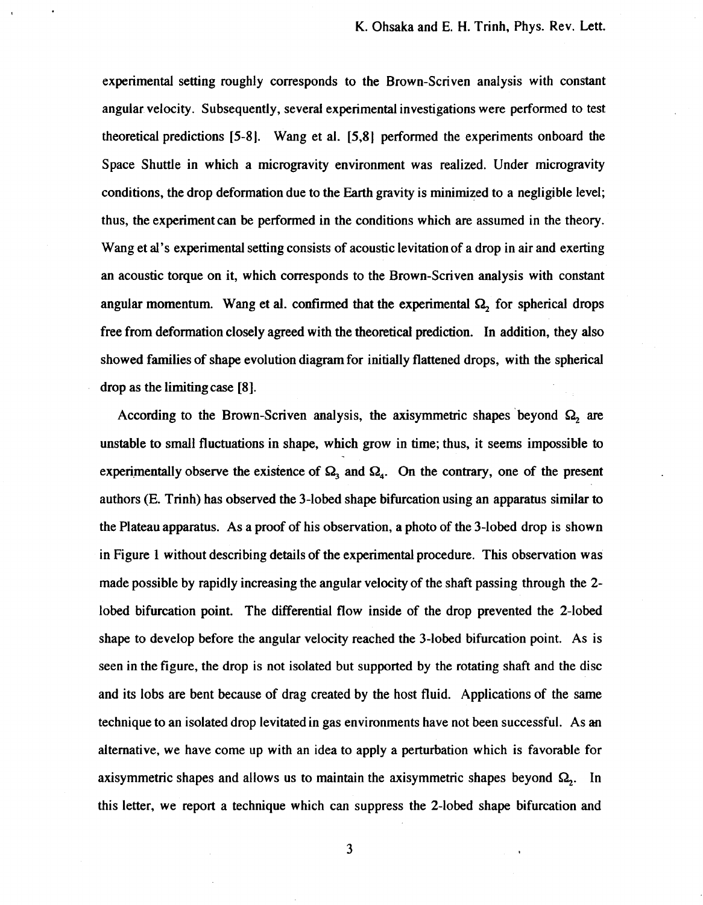experimental setting roughly corresponds to the Brown-Scriven analysis with constant angular velocity. Subsequently, several experimental investigations were performed to test theoretical predictions [5-8]. Wang et al. [5,8] performed the experiments onboard the Space Shuttle in which a microgravity environment was realized. Under microgravity conditions, the drop deformation due to the Earth gravity is minimized to a negligible level; thus, the experiment can be performed in the conditions which are assumed in the theory. Wang et al's experimental setting consists of acoustic levitation of a drop in air and exerting an acoustic torque on it, which corresponds to the Brown-Scriven analysis with constant angular momentum. Wang et al. confirmed that the experimental $\Omega_2$ for spherical drops free from deformation closely agreed with the theoretical prediction. In addition, they also showed families of shape evolution diagram for initially flattened drops, with the spherical drop as the limiting case [8].

According to the Brown-Scriven analysis, the axisymmetric shapes beyond $\Omega_2$ are unstable to small fluctuations in shape, which grow in time; thus, it seems impossible to experimentally observe the existence of $\Omega_3$ and $\Omega_4$. On the contrary, one of the present authors (E. Trinh) has observed the 3-lobed shape bifurcation using an apparatus similar to the Plateau apparatus. As a proof of his observation, a photo of the 3-lobed drop is shown in Figure 1 without describing details of the experimental procedure. This observation was made possible by rapidly increasing the angular velocity of the shaft passing through the 2-lobed bifurcation point. The differential flow inside of the drop prevented the 2-lobed shape to develop before the angular velocity reached the 3-lobed bifurcation point. As is seen in the figure, the drop is not isolated but supported by the rotating shaft and the disc and its lobs are bent because of drag created by the host fluid. Applications of the same technique to an isolated drop levitated in gas environments have not been successful. As an alternative, we have come up with an idea to apply a perturbation which is favorable for axisymmetric shapes and allows us to maintain the axisymmetric shapes beyond $\Omega_2$. In this letter, we report a technique which can suppress the 2-lobed shape bifurcation and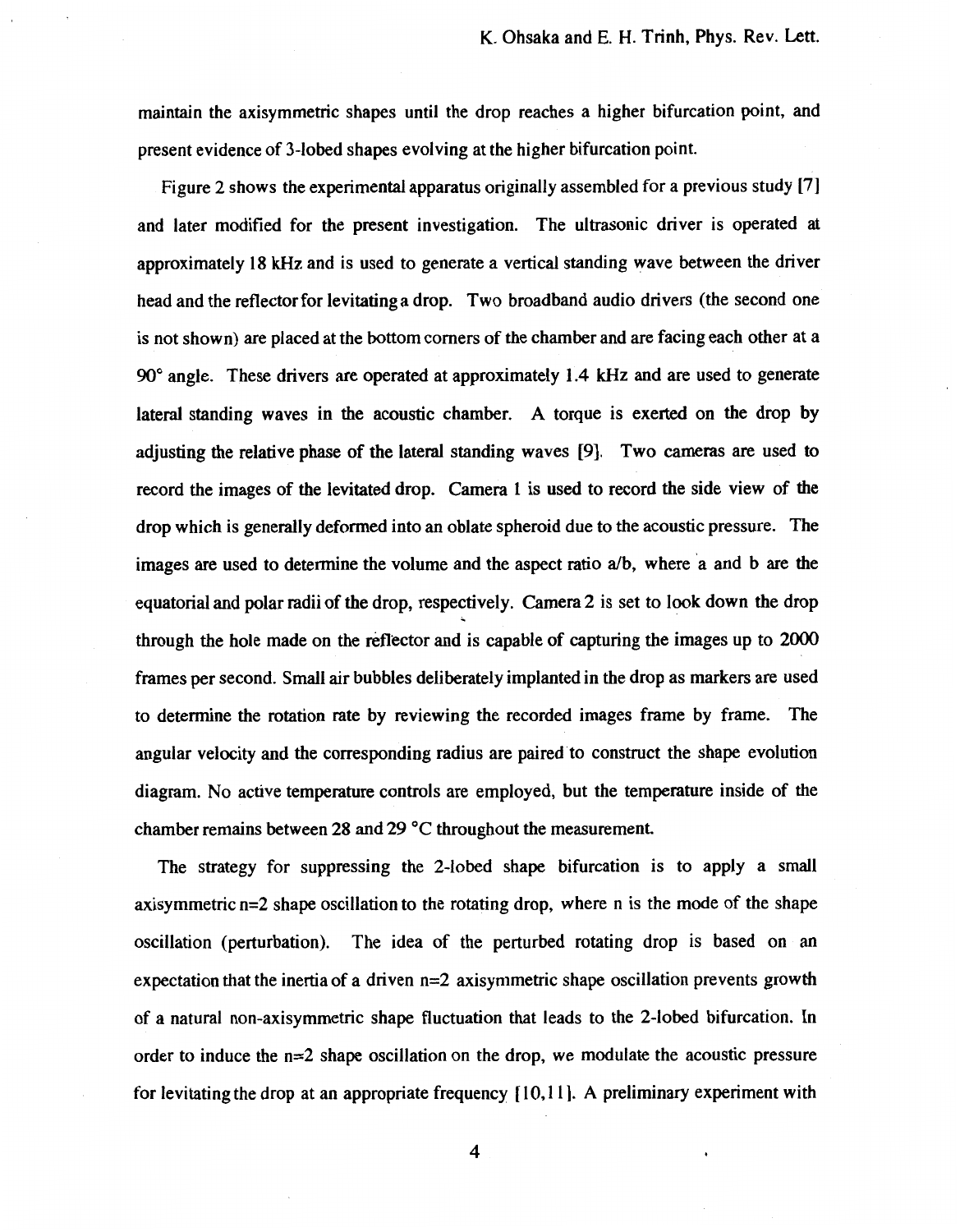maintain the axisymmetric shapes until the drop reaches a higher bifurcation point, and present evidence of 3-lobed shapes evolving at the higher bifurcation point.

Figure 2 shows the experimental apparatus originally assembled for a previous study [7] and later modified for the present investigation. The ultrasonic driver is operated at approximately 18 kHz and is used to generate a vertical standing wave between the driver head and the reflector for levitating a drop. Two broadband audio drivers (the second one is not shown) are placed at the bottom corners of the chamber and are facing each other at a 90° angle. These drivers are operated at approximately 1.4 kHz and are used to generate lateral standing waves in the acoustic chamber. A torque is exerted on the drop by adjusting the relative phase of the lateral standing waves [9]. Two cameras are used to record the images of the levitated drop. Camera 1 is used to record the side view of the drop which is generally deformed into an oblate spheroid due to the acoustic pressure. The images are used to determine the volume and the aspect ratio a/b, where a and b are the equatorial and polar radii of the drop, respectively. Camera 2 is set to look down the drop through the hole made on the reflector and is capable of capturing the images up to 2000 frames per second. Small air bubbles deliberately implanted in the drop as markers are used to determine the rotation rate by reviewing the recorded images frame by frame. The angular velocity and the corresponding radius are paired to construct the shape evolution diagram. No active temperature controls are employed, but the temperature inside of the chamber remains between 28 and 29 °C throughout the measurement.

The strategy for suppressing the 2-lobed shape bifurcation is to apply a small axisymmetric n=2 shape oscillation to the rotating drop, where n is the mode of the shape oscillation (perturbation). The idea of the perturbed rotating drop is based on an expectation that the inertia of a driven n=2 axisymmetric shape oscillation prevents growth of a natural non-axisymmetric shape fluctuation that leads to the 2-lobed bifurcation. In order to induce the n=2 shape oscillation on the drop, we modulate the acoustic pressure for levitating the drop at an appropriate frequency [10,11]. A preliminary experiment with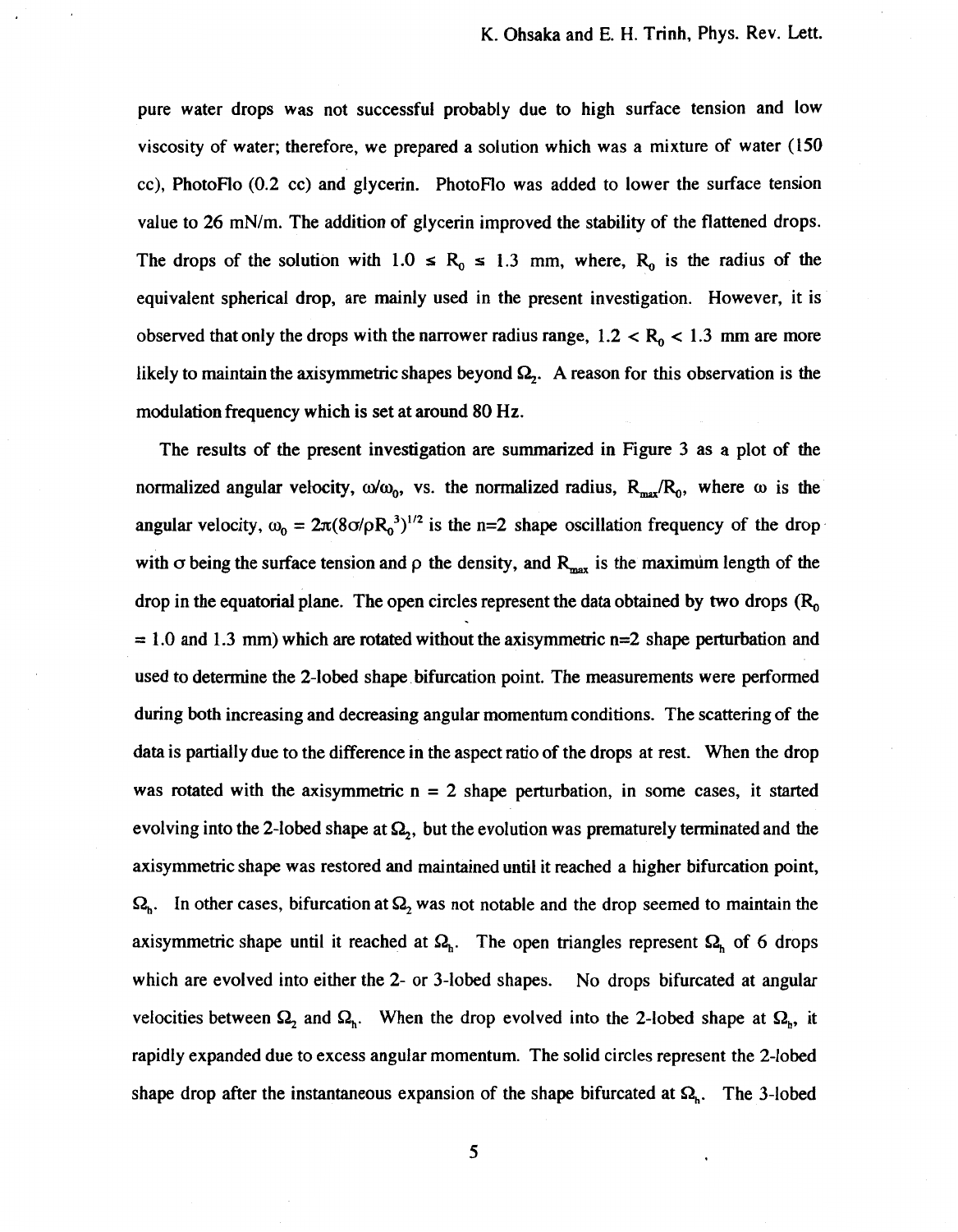pure water drops was not successful probably due to high surface tension and low viscosity of water; therefore, we prepared a solution which was a mixture of water (150 cc), PhotoFlo (0.2 cc) and glycerin. PhotoFlo was added to lower the surface tension value to 26 mN/m. The addition of glycerin improved the stability of the flattened drops. The drops of the solution with $1.0 \leq R_0 \leq 1.3$ mm, where, $R_0$ is the radius of the equivalent spherical drop, are mainly used in the present investigation. However, it is observed that only the drops with the narrower radius range, $1.2 < R_0 < 1.3$ mm are more likely to maintain the axisymmetric shapes beyond $\Omega_2$. A reason for this observation is the modulation frequency which is set at around 80 Hz.

The results of the present investigation are summarized in Figure 3 as a plot of the normalized angular velocity, $\omega/\omega_0$, vs. the normalized radius, $R_{max}/R_0$, where $\omega$ is the angular velocity, $\omega_0 = 2\pi(8\sigma/\rho R_0^3)^{1/2}$ is the n=2 shape oscillation frequency of the drop with $\sigma$ being the surface tension and $\rho$ the density, and $R_{max}$ is the maximum length of the drop in the equatorial plane. The open circles represent the data obtained by two drops ($R_0$ = 1.0 and 1.3 mm) which are rotated without the axisymmetric n=2 shape perturbation and used to determine the 2-lobed shape bifurcation point. The measurements were performed during both increasing and decreasing angular momentum conditions. The scattering of the data is partially due to the difference in the aspect ratio of the drops at rest. When the drop was rotated with the axisymmetric n = 2 shape perturbation, in some cases, it started evolving into the 2-lobed shape at $\Omega_2$, but the evolution was prematurely terminated and the axisymmetric shape was restored and maintained until it reached a higher bifurcation point, $\Omega_h$. In other cases, bifurcation at $\Omega_2$ was not notable and the drop seemed to maintain the axisymmetric shape until it reached at $\Omega_h$. The open triangles represent $\Omega_h$ of 6 drops which are evolved into either the 2- or 3-lobed shapes. No drops bifurcated at angular velocities between $\Omega_2$ and $\Omega_h$. When the drop evolved into the 2-lobed shape at $\Omega_h$, it rapidly expanded due to excess angular momentum. The solid circles represent the 2-lobed shape drop after the instantaneous expansion of the shape bifurcated at $\Omega_h$. The 3-lobed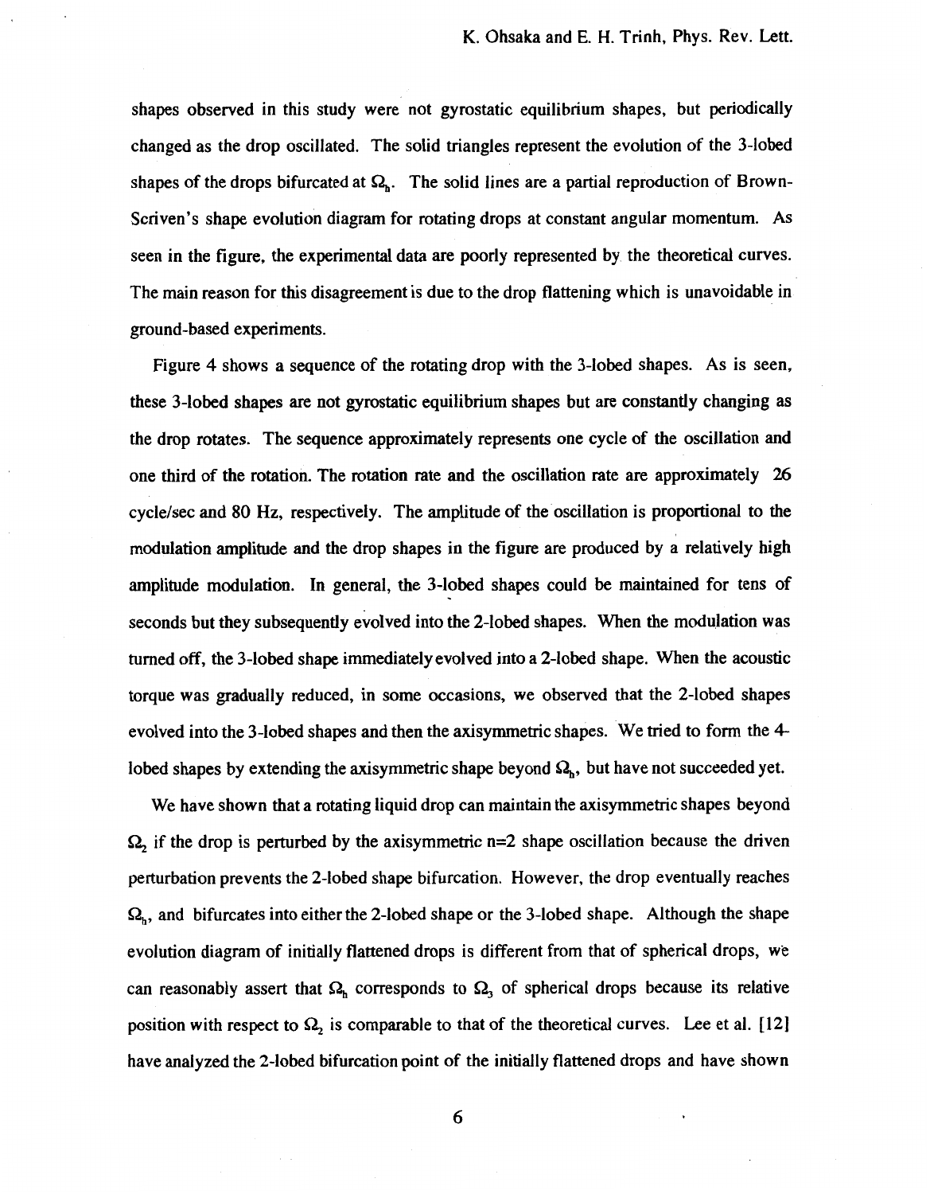shapes observed in this study were not gyrostatic equilibrium shapes, but periodically changed as the drop oscillated. The solid triangles represent the evolution of the 3-lobed shapes of the drops bifurcated at $\Omega_h$. The solid lines are a partial reproduction of Brown-Scriven's shape evolution diagram for rotating drops at constant angular momentum. As seen in the figure, the experimental data are poorly represented by the theoretical curves. The main reason for this disagreement is due to the drop flattening which is unavoidable in ground-based experiments.

Figure 4 shows a sequence of the rotating drop with the 3-lobed shapes. As is seen, these 3-lobed shapes are not gyrostatic equilibrium shapes but are constantly changing as the drop rotates. The sequence approximately represents one cycle of the oscillation and one third of the rotation. The rotation rate and the oscillation rate are approximately 26 cycle/sec and 80 Hz, respectively. The amplitude of the oscillation is proportional to the modulation amplitude and the drop shapes in the figure are produced by a relatively high amplitude modulation. In general, the 3-lobed shapes could be maintained for tens of seconds but they subsequently evolved into the 2-lobed shapes. When the modulation was turned off, the 3-lobed shape immediately evolved into a 2-lobed shape. When the acoustic torque was gradually reduced, in some occasions, we observed that the 2-lobed shapes evolved into the 3-lobed shapes and then the axisymmetric shapes. We tried to form the 4-lobed shapes by extending the axisymmetric shape beyond $\Omega_h$, but have not succeeded yet.

We have shown that a rotating liquid drop can maintain the axisymmetric shapes beyond $\Omega_2$ if the drop is perturbed by the axisymmetric n=2 shape oscillation because the driven perturbation prevents the 2-lobed shape bifurcation. However, the drop eventually reaches $\Omega_h$, and bifurcates into either the 2-lobed shape or the 3-lobed shape. Although the shape evolution diagram of initially flattened drops is different from that of spherical drops, we can reasonably assert that $\Omega_h$ corresponds to $\Omega_3$ of spherical drops because its relative position with respect to $\Omega_2$ is comparable to that of the theoretical curves. Lee et al. [12] have analyzed the 2-lobed bifurcation point of the initially flattened drops and have shown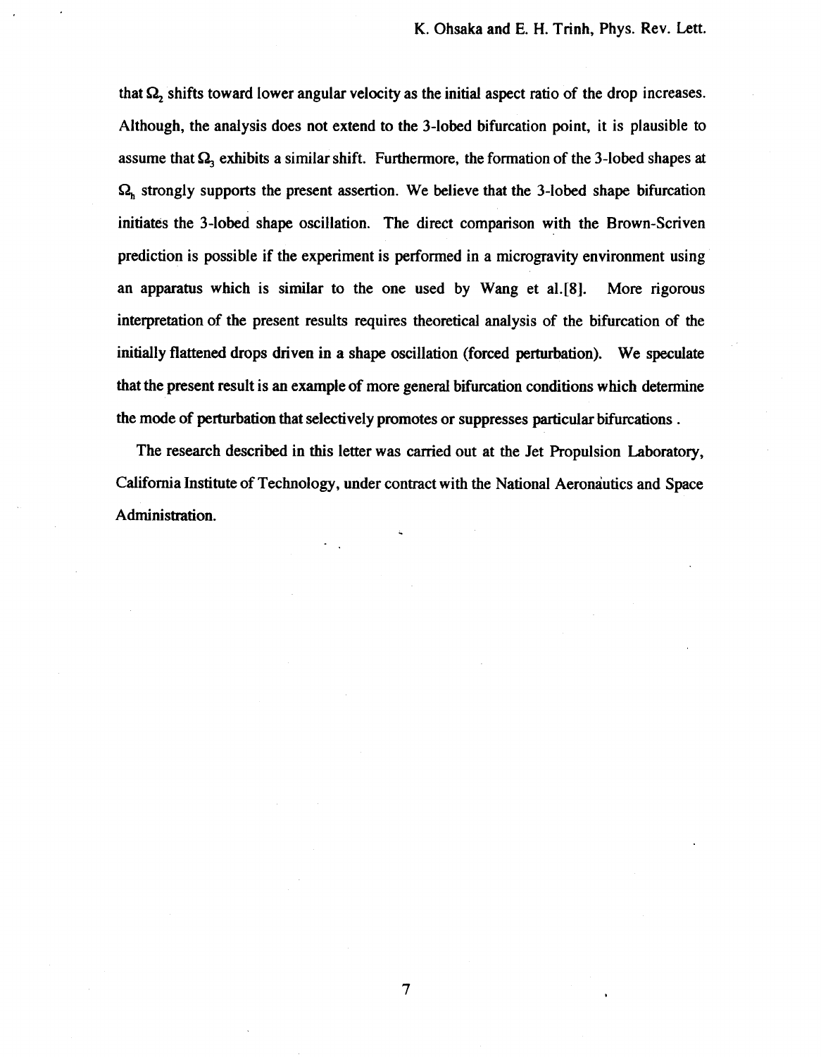that $\Omega_2$ shifts toward lower angular velocity as the initial aspect ratio of the drop increases. Although, the analysis does not extend to the 3-lobed bifurcation point, it is plausible to assume that $\Omega_3$ exhibits a similar shift. Furthermore, the formation of the 3-lobed shapes at $\Omega_h$ strongly supports the present assertion. We believe that the 3-lobed shape bifurcation initiates the 3-lobed shape oscillation. The direct comparison with the Brown-Scriven prediction is possible if the experiment is performed in a microgravity environment using an apparatus which is similar to the one used by Wang et al.[8]. More rigorous interpretation of the present results requires theoretical analysis of the bifurcation of the initially flattened drops driven in a shape oscillation (forced perturbation). We speculate that the present result is an example of more general bifurcation conditions which determine the mode of perturbation that selectively promotes or suppresses particular bifurcations .

The research described in this letter was carried out at the Jet Propulsion Laboratory, California Institute of Technology, under contract with the National Aeronautics and Space Administration.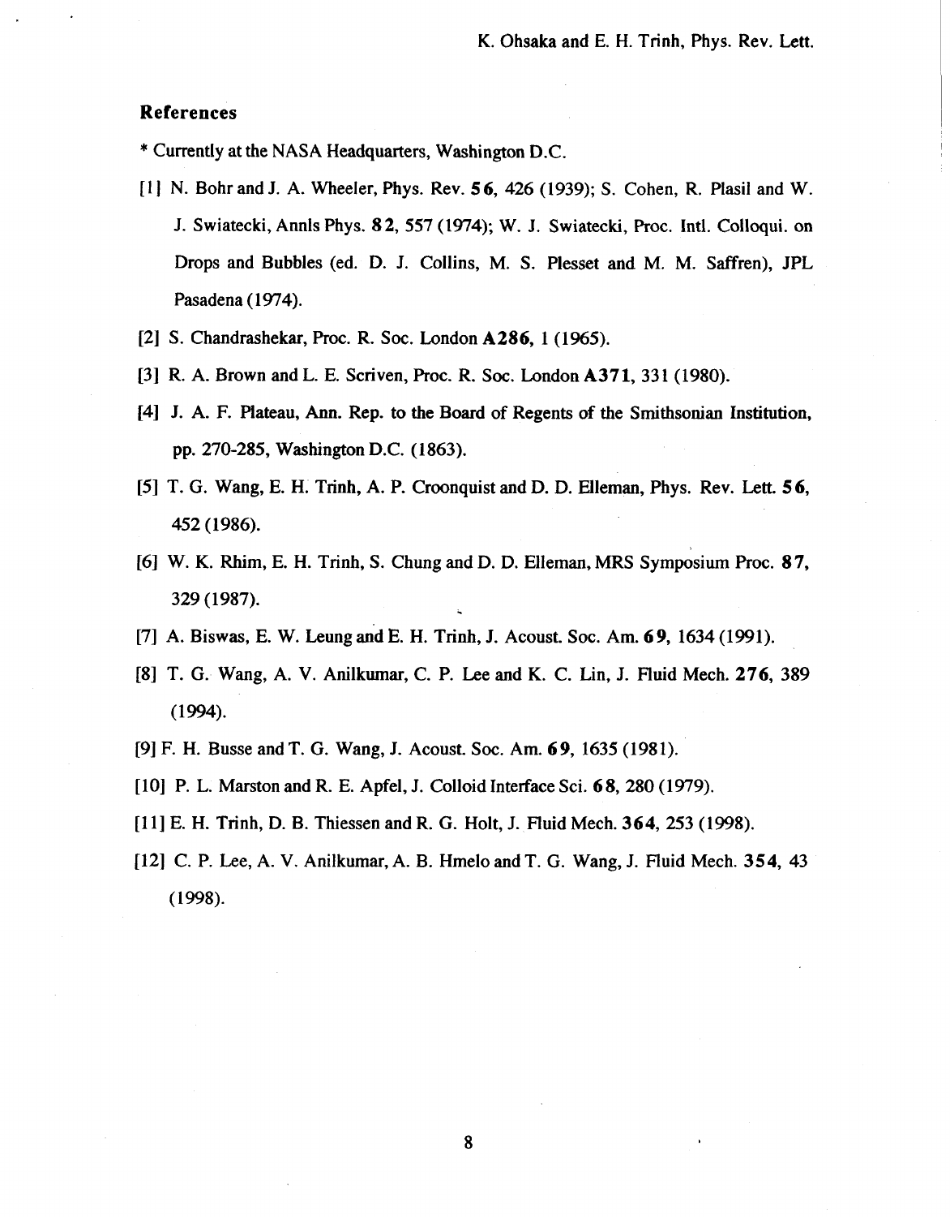### References

* Currently at the NASA Headquarters, Washington D.C.

[1] N. Bohr and J. A. Wheeler, Phys. Rev. **56**, 426 (1939); S. Cohen, R. Plasil and W. J. Swiatecki, Annls Phys. **82**, 557 (1974); W. J. Swiatecki, Proc. Intl. Colloqui. on Drops and Bubbles (ed. D. J. Collins, M. S. Plesset and M. M. Saffren), JPL Pasadena (1974).

[2] S. Chandrashekar, Proc. R. Soc. London **A286**, 1 (1965).

[3] R. A. Brown and L. E. Scriven, Proc. R. Soc. London **A371**, 331 (1980).

[4] J. A. F. Plateau, Ann. Rep. to the Board of Regents of the Smithsonian Institution, pp. 270-285, Washington D.C. (1863).

[5] T. G. Wang, E. H. Trinh, A. P. Croonquist and D. D. Elleman, Phys. Rev. Lett. **56**, 452 (1986).

[6] W. K. Rhim, E. H. Trinh, S. Chung and D. D. Elleman, MRS Symposium Proc. **87**, 329 (1987).

[7] A. Biswas, E. W. Leung and E. H. Trinh, J. Acoust. Soc. Am. **69**, 1634 (1991).

[8] T. G. Wang, A. V. Anilkumar, C. P. Lee and K. C. Lin, J. Fluid Mech. **276**, 389 (1994).

[9] F. H. Busse and T. G. Wang, J. Acoust. Soc. Am. **69**, 1635 (1981).

[10] P. L. Marston and R. E. Apfel, J. Colloid Interface Sci. **68**, 280 (1979).

[11] E. H. Trinh, D. B. Thiessen and R. G. Holt, J. Fluid Mech. **364**, 253 (1998).

[12] C. P. Lee, A. V. Anilkumar, A. B. Hmelo and T. G. Wang, J. Fluid Mech. **354**, 43 (1998).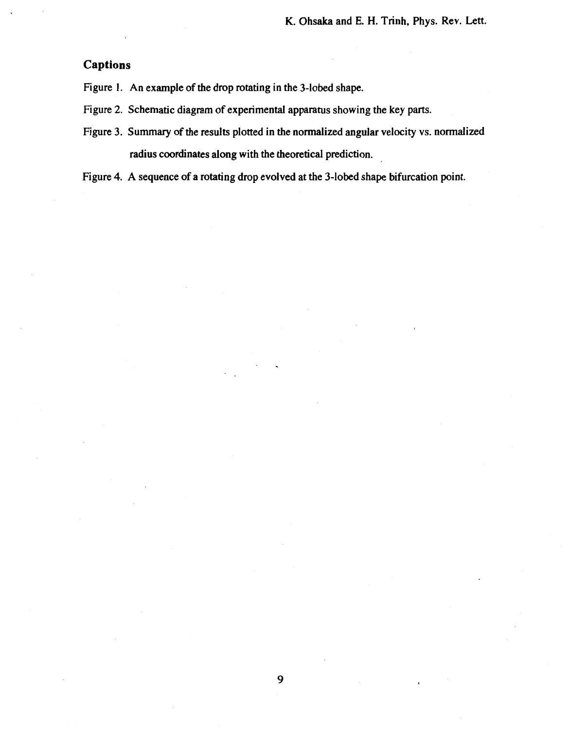## Captions

Figure 1. An example of the drop rotating in the 3-lobed shape.

Figure 2. Schematic diagram of experimental apparatus showing the key parts.

Figure 3. Summary of the results plotted in the normalized angular velocity vs. normalized radius coordinates along with the theoretical prediction.

Figure 4. A sequence of a rotating drop evolved at the 3-lobed shape bifurcation point.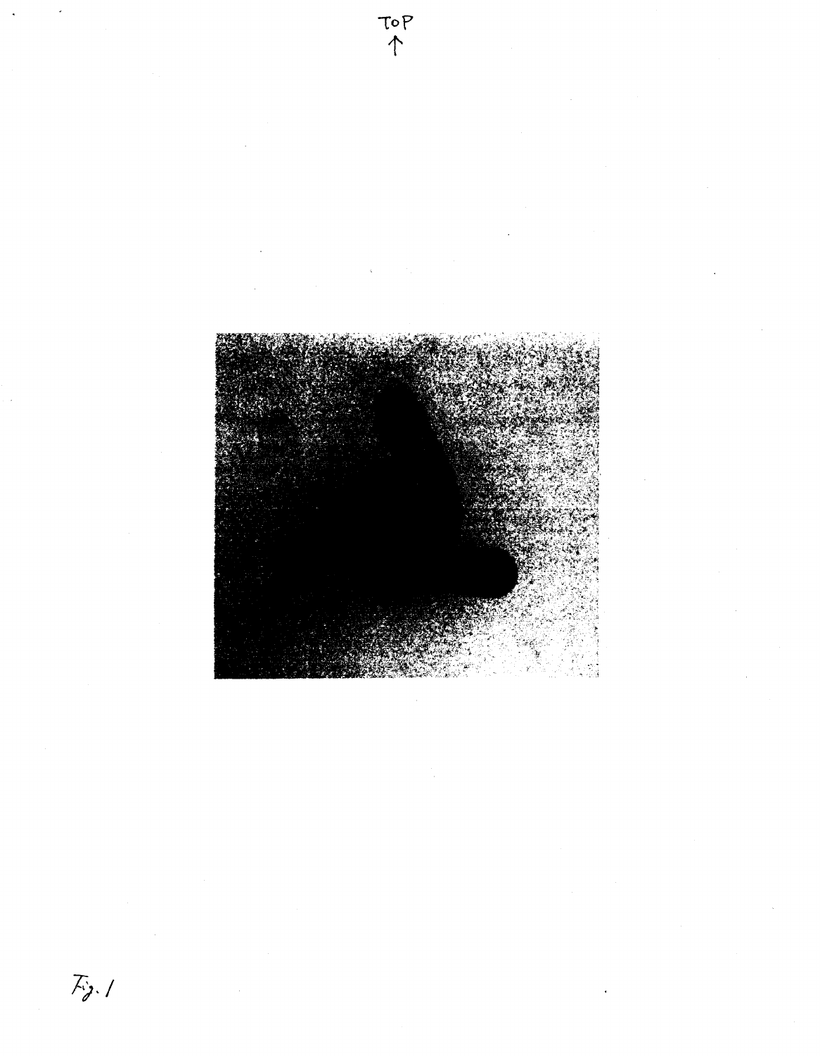TOP
↑

Fig. 1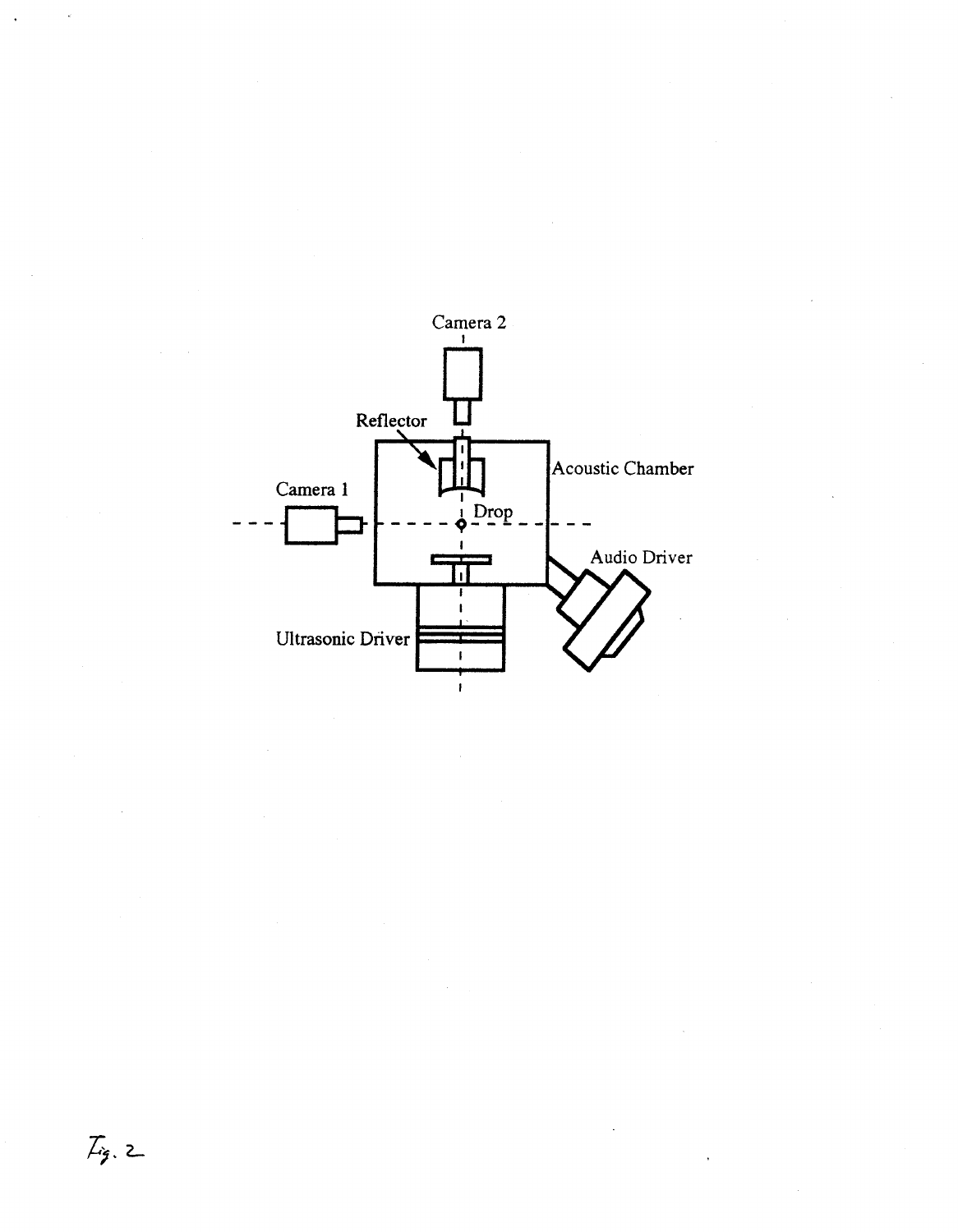Camera 2

Reflector

Acoustic Chamber

Camera 1

Drop

Audio Driver

Ultrasonic Driver

Fig. 2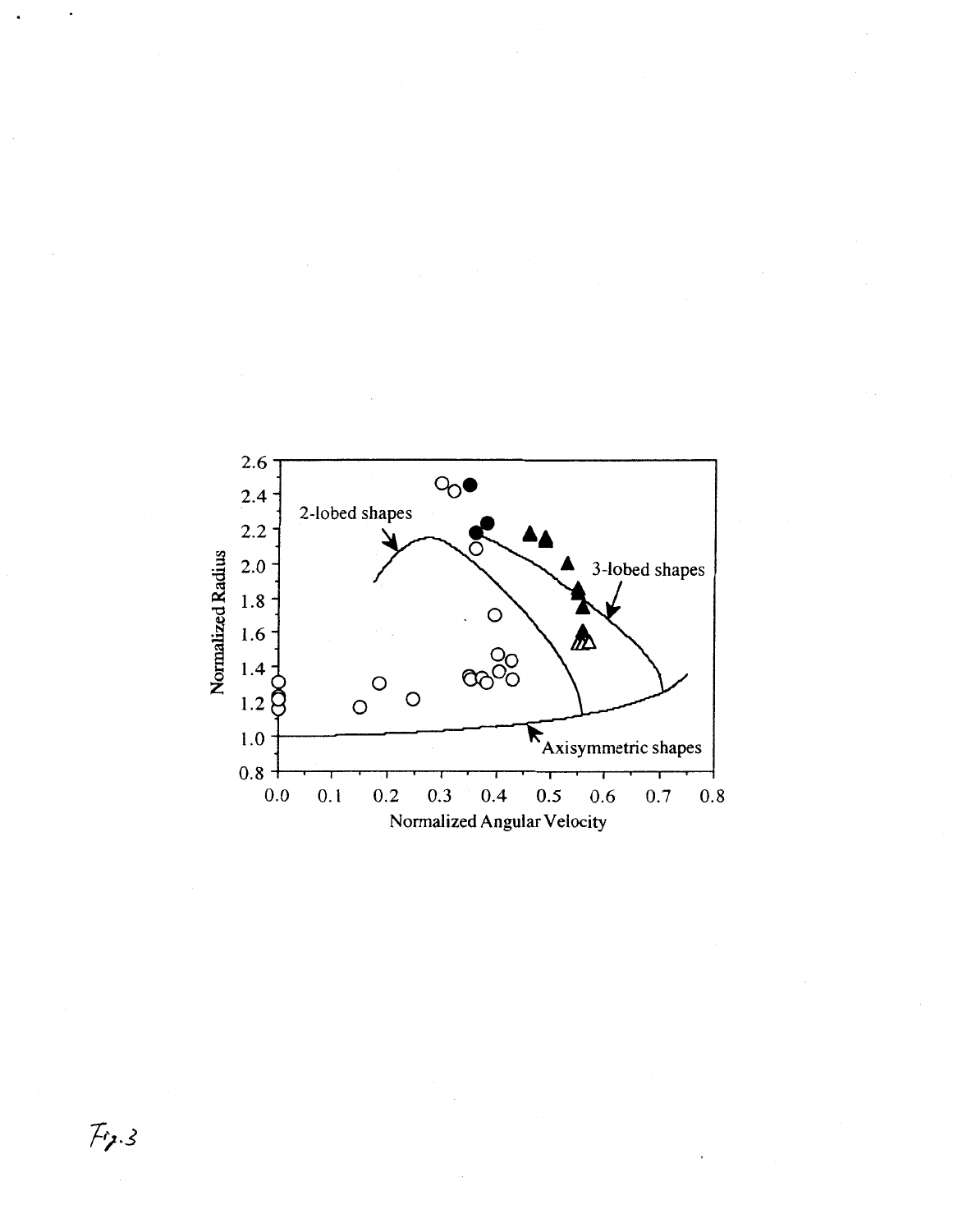Fig.3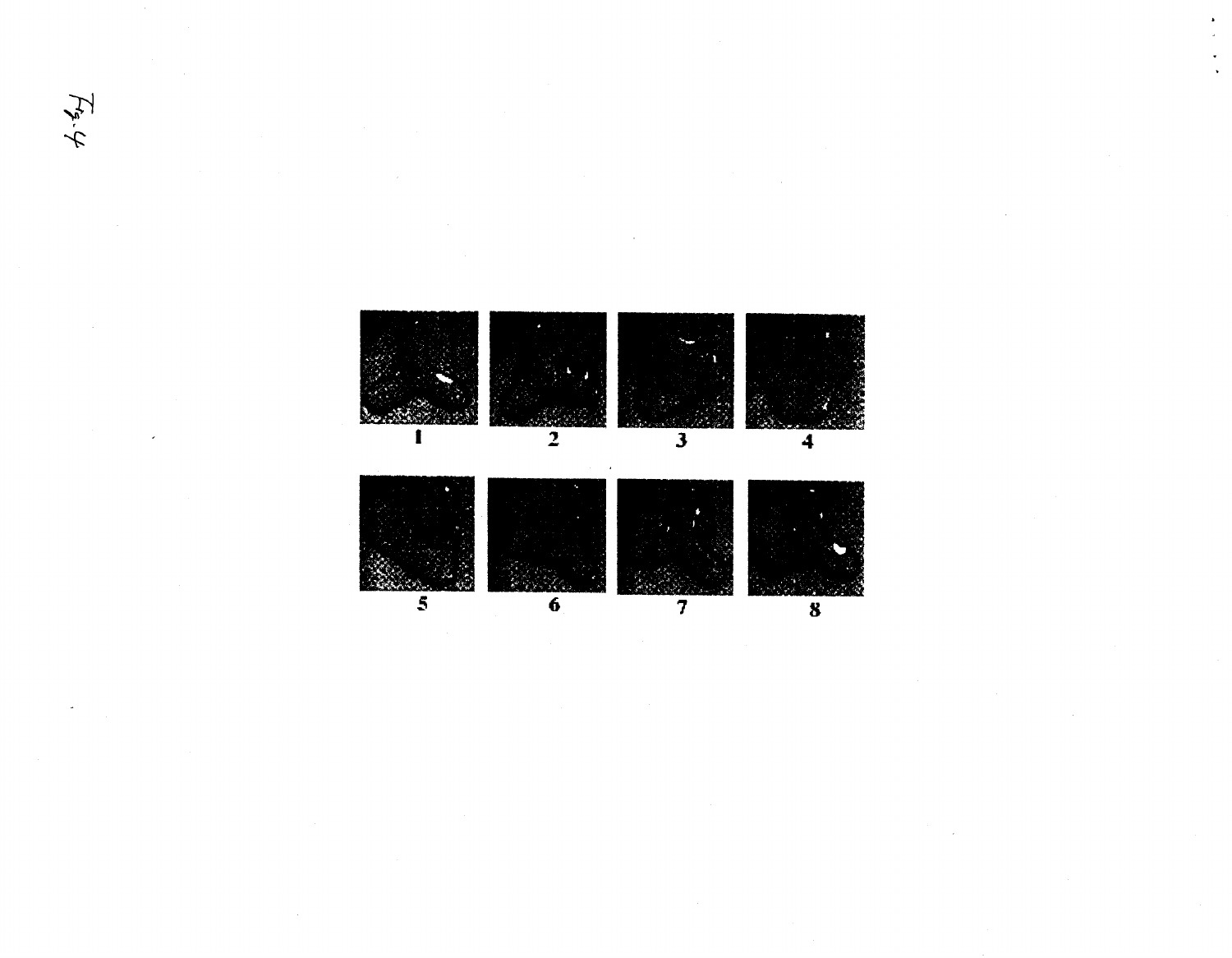Fig. 4

1

2

3

4

5

6

7

8